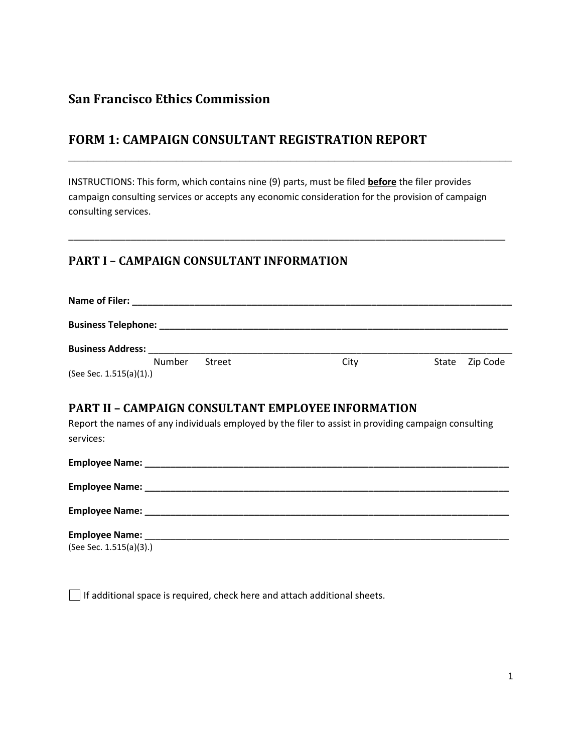## San Francisco Ethics Commission

## FORM 1: CAMPAIGN CONSULTANT REGISTRATION REPORT

---

INSTRUCTIONS: This form, which contains nine (9) parts, must be filed **before** the filer provides campaign consulting services or accepts any economic consideration for the provision of campaign consulting services.

---

### PART I – CAMPAIGN CONSULTANT INFORMATION

**Name of Filer:** ____________________________________________

**Business Telephone:** ____________________________________________

**Business Address:** ____________________________________________
Number Street City State Zip Code

(See Sec. 1.515(a)(1).)

### PART II – CAMPAIGN CONSULTANT EMPLOYEE INFORMATION

Report the names of any individuals employed by the filer to assist in providing campaign consulting services:

**Employee Name:** ____________________________________________

**Employee Name:** ____________________________________________

**Employee Name:** ____________________________________________

**Employee Name:** ____________________________________________

(See Sec. 1.515(a)(3).)

☐ If additional space is required, check here and attach additional sheets.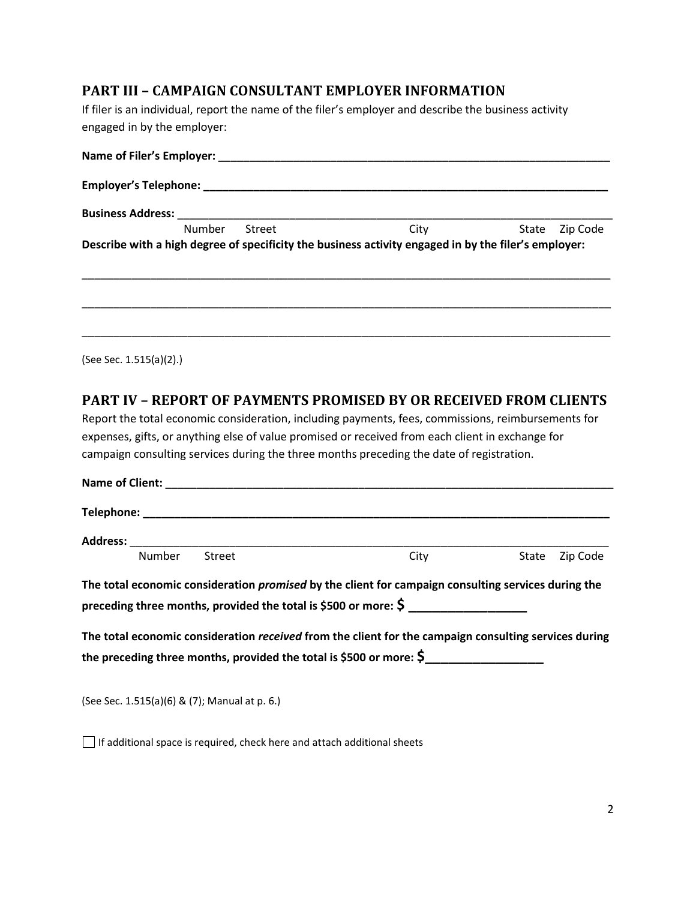## PART III – CAMPAIGN CONSULTANT EMPLOYER INFORMATION

If filer is an individual, report the name of the filer's employer and describe the business activity engaged in by the employer:

**Name of Filer's Employer: ___________________________________________________________**

**Employer's Telephone: ___________________________________________________________**

**Business Address:** ___________________________________________________________

Number Street City State Zip Code

**Describe with a high degree of specificity the business activity engaged in by the filer's employer:**

___________________________________________________________________________________

___________________________________________________________________________________

___________________________________________________________________________________

(See Sec. 1.515(a)(2).)

## PART IV – REPORT OF PAYMENTS PROMISED BY OR RECEIVED FROM CLIENTS

Report the total economic consideration, including payments, fees, commissions, reimbursements for expenses, gifts, or anything else of value promised or received from each client in exchange for campaign consulting services during the three months preceding the date of registration.

**Name of Client: ___________________________________________________________________**

**Telephone: _______________________________________________________________________**

**Address:** ________________________________________________________________________

Number Street City State Zip Code

**The total economic consideration *promised* by the client for campaign consulting services during the preceding three months, provided the total is $500 or more: $ __________________**

**The total economic consideration *received* from the client for the campaign consulting services during the preceding three months, provided the total is $500 or more: $__________________**

(See Sec. 1.515(a)(6) & (7); Manual at p. 6.)

☐ If additional space is required, check here and attach additional sheets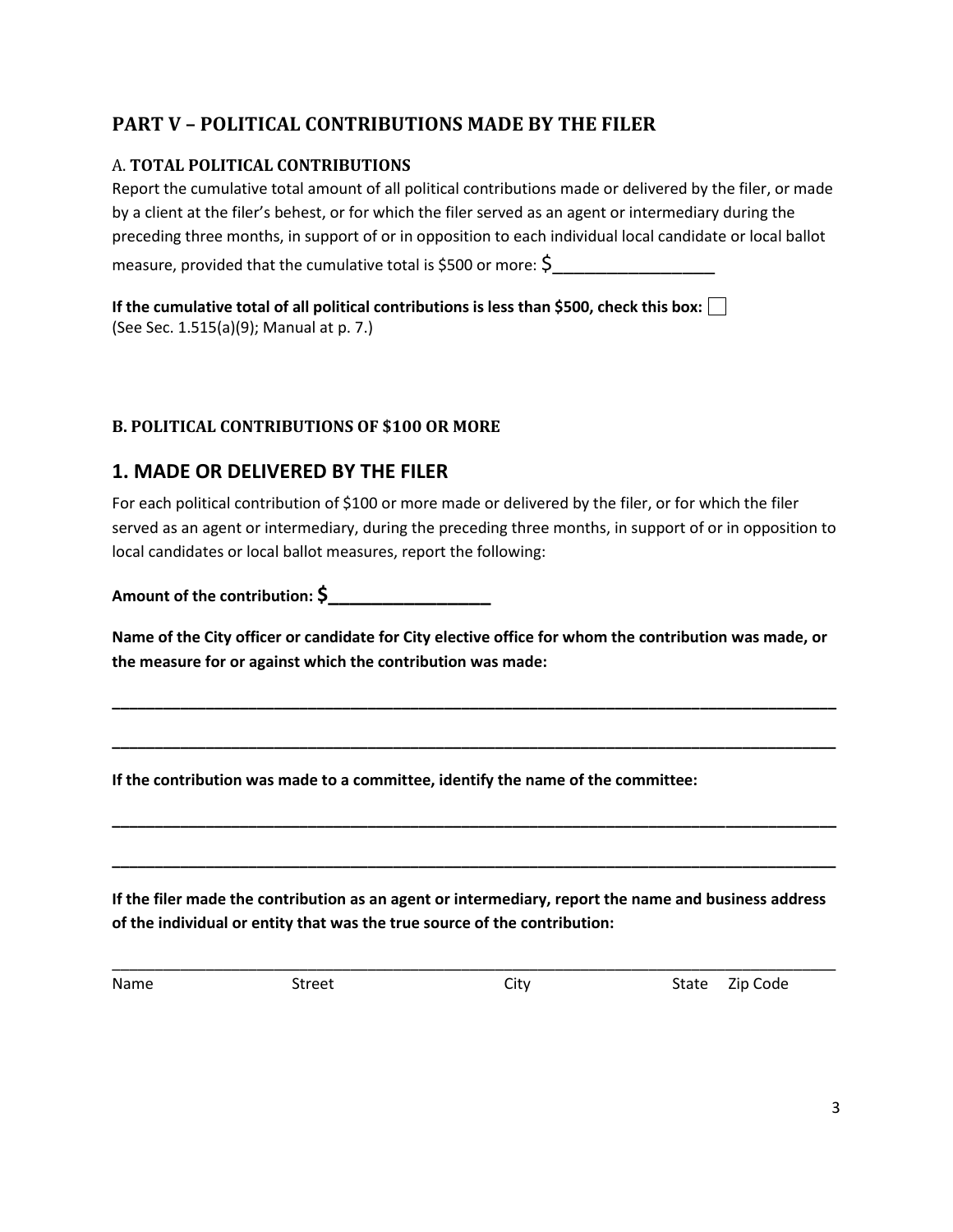## PART V – POLITICAL CONTRIBUTIONS MADE BY THE FILER

### A. TOTAL POLITICAL CONTRIBUTIONS

Report the cumulative total amount of all political contributions made or delivered by the filer, or made by a client at the filer's behest, or for which the filer served as an agent or intermediary during the preceding three months, in support of or in opposition to each individual local candidate or local ballot measure, provided that the cumulative total is $500 or more: $__________________

**If the cumulative total of all political contributions is less than $500, check this box:** ☐
(See Sec. 1.515(a)(9); Manual at p. 7.)

### B. POLITICAL CONTRIBUTIONS OF $100 OR MORE

## 1. MADE OR DELIVERED BY THE FILER

For each political contribution of $100 or more made or delivered by the filer, or for which the filer served as an agent or intermediary, during the preceding three months, in support of or in opposition to local candidates or local ballot measures, report the following:

**Amount of the contribution: $__________________**

**Name of the City officer or candidate for City elective office for whom the contribution was made, or the measure for or against which the contribution was made:**

_______________________________________________________________________________

_______________________________________________________________________________

**If the contribution was made to a committee, identify the name of the committee:**

_______________________________________________________________________________

_______________________________________________________________________________

**If the filer made the contribution as an agent or intermediary, report the name and business address of the individual or entity that was the true source of the contribution:**

_______________________________________________________________________________
Name Street City State Zip Code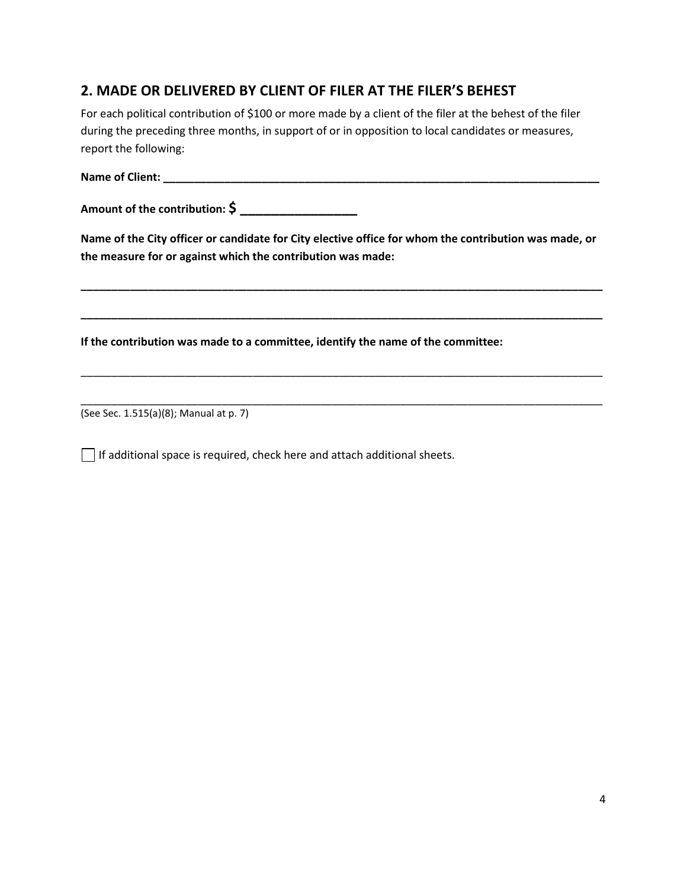## 2. MADE OR DELIVERED BY CLIENT OF FILER AT THE FILER'S BEHEST

For each political contribution of $100 or more made by a client of the filer at the behest of the filer during the preceding three months, in support of or in opposition to local candidates or measures, report the following:

**Name of Client: ___________________________________________________________________________**

**Amount of the contribution: $ __________________**

**Name of the City officer or candidate for City elective office for whom the contribution was made, or the measure for or against which the contribution was made:**

**_____________________________________________________________________________________**

**_____________________________________________________________________________________**

**If the contribution was made to a committee, identify the name of the committee:**

_____________________________________________________________________________________

_____________________________________________________________________________________

(See Sec. 1.515(a)(8); Manual at p. 7)

☐ If additional space is required, check here and attach additional sheets.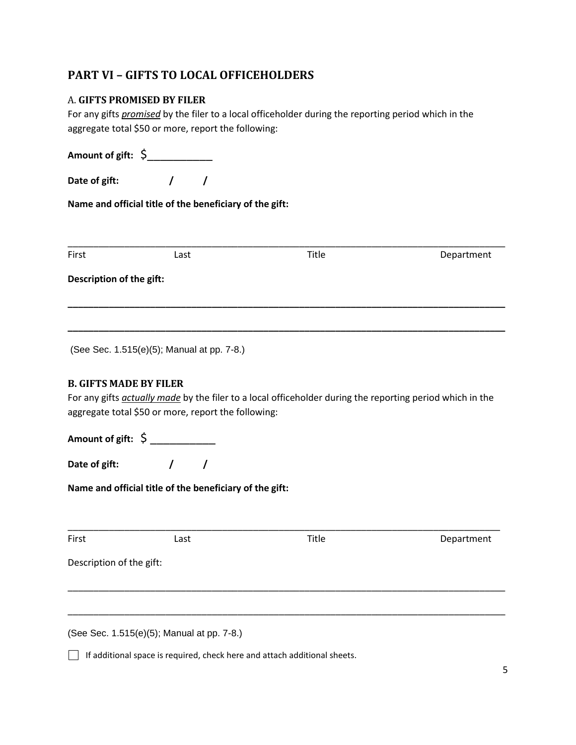## PART VI – GIFTS TO LOCAL OFFICEHOLDERS

### A. GIFTS PROMISED BY FILER

For any gifts ***promised*** by the filer to a local officeholder during the reporting period which in the aggregate total $50 or more, report the following:

**Amount of gift:** $____________

**Date of gift:** / /

**Name and official title of the beneficiary of the gift:**

_______________________________________________________________________________________

First Last Title Department

**Description of the gift:**

_______________________________________________________________________________________

_______________________________________________________________________________________

(See Sec. 1.515(e)(5); Manual at pp. 7-8.)

### B. GIFTS MADE BY FILER

For any gifts ***actually made*** by the filer to a local officeholder during the reporting period which in the aggregate total $50 or more, report the following:

**Amount of gift:** $ ____________

**Date of gift:** / /

**Name and official title of the beneficiary of the gift:**

_______________________________________________________________________________________

First Last Title Department

Description of the gift:

_______________________________________________________________________________________

_______________________________________________________________________________________

(See Sec. 1.515(e)(5); Manual at pp. 7-8.)

☐ If additional space is required, check here and attach additional sheets.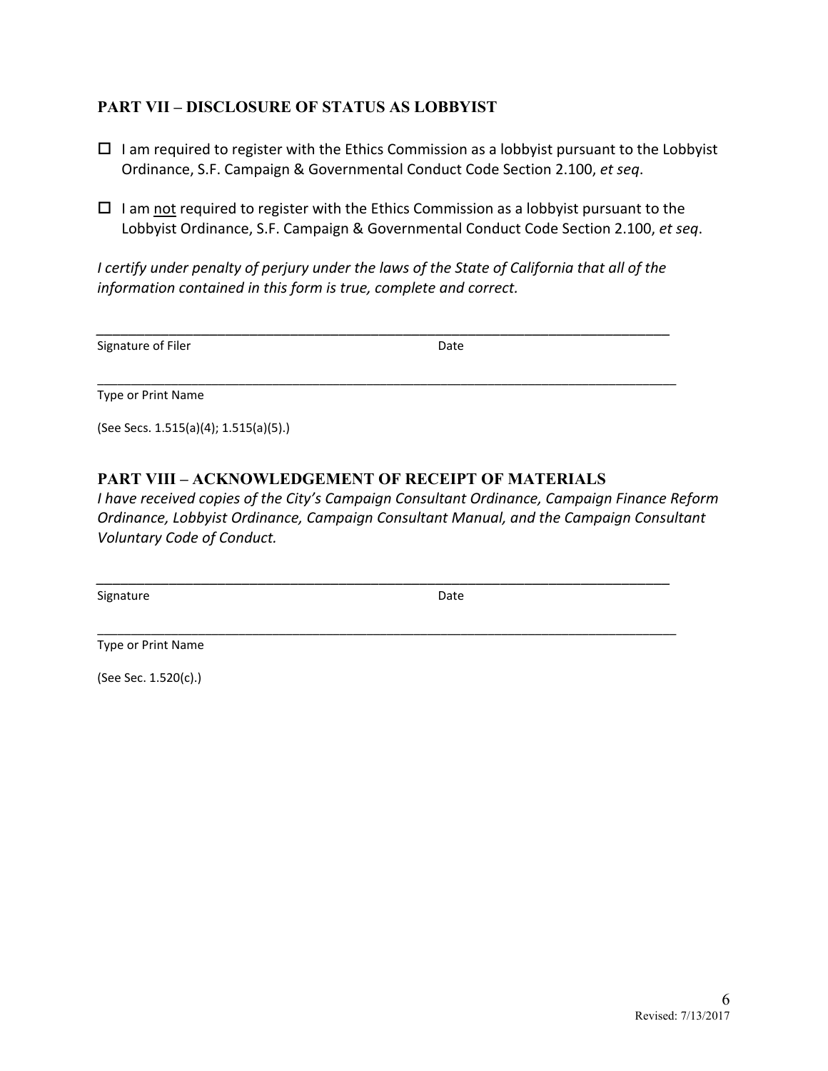## PART VII – DISCLOSURE OF STATUS AS LOBBYIST

☐ I am required to register with the Ethics Commission as a lobbyist pursuant to the Lobbyist Ordinance, S.F. Campaign & Governmental Conduct Code Section 2.100, *et seq*.

☐ I am not required to register with the Ethics Commission as a lobbyist pursuant to the Lobbyist Ordinance, S.F. Campaign & Governmental Conduct Code Section 2.100, *et seq*.

*I certify under penalty of perjury under the laws of the State of California that all of the information contained in this form is true, complete and correct.*

______________________________________________________________________________

Signature of Filer                                                                 Date

______________________________________________________________________________

Type or Print Name

(See Secs. 1.515(a)(4); 1.515(a)(5).)

## PART VIII – ACKNOWLEDGEMENT OF RECEIPT OF MATERIALS

*I have received copies of the City's Campaign Consultant Ordinance, Campaign Finance Reform Ordinance, Lobbyist Ordinance, Campaign Consultant Manual, and the Campaign Consultant Voluntary Code of Conduct.*

______________________________________________________________________________

Signature                                                                 Date

______________________________________________________________________________

Type or Print Name

(See Sec. 1.520(c).)

Revised: 7/13/2017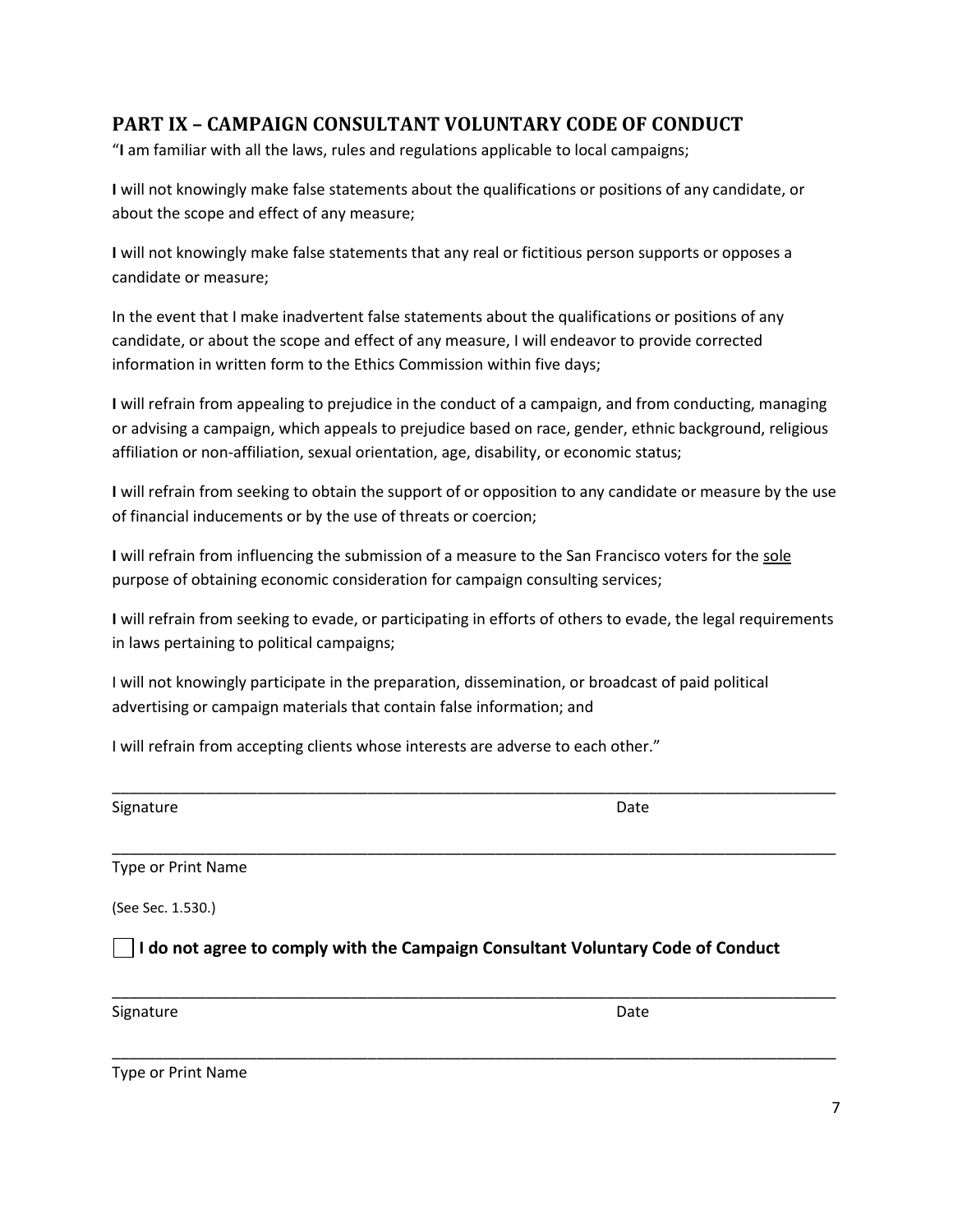## PART IX – CAMPAIGN CONSULTANT VOLUNTARY CODE OF CONDUCT

"**I** am familiar with all the laws, rules and regulations applicable to local campaigns;

**I** will not knowingly make false statements about the qualifications or positions of any candidate, or about the scope and effect of any measure;

**I** will not knowingly make false statements that any real or fictitious person supports or opposes a candidate or measure;

In the event that I make inadvertent false statements about the qualifications or positions of any candidate, or about the scope and effect of any measure, I will endeavor to provide corrected information in written form to the Ethics Commission within five days;

**I** will refrain from appealing to prejudice in the conduct of a campaign, and from conducting, managing or advising a campaign, which appeals to prejudice based on race, gender, ethnic background, religious affiliation or non-affiliation, sexual orientation, age, disability, or economic status;

**I** will refrain from seeking to obtain the support of or opposition to any candidate or measure by the use of financial inducements or by the use of threats or coercion;

**I** will refrain from influencing the submission of a measure to the San Francisco voters for the <u>sole</u> purpose of obtaining economic consideration for campaign consulting services;

**I** will refrain from seeking to evade, or participating in efforts of others to evade, the legal requirements in laws pertaining to political campaigns;

I will not knowingly participate in the preparation, dissemination, or broadcast of paid political advertising or campaign materials that contain false information; and

I will refrain from accepting clients whose interests are adverse to each other."

\_\_\_\_\_\_\_\_\_\_\_\_\_\_\_\_\_\_\_\_\_\_\_\_\_\_\_\_\_\_\_\_\_\_\_\_\_\_\_\_\_\_\_\_\_\_\_\_\_\_\_\_\_\_\_\_\_\_\_\_\_\_\_\_\_\_\_\_\_\_\_\_\_\_

Signature                                                                                     Date

\_\_\_\_\_\_\_\_\_\_\_\_\_\_\_\_\_\_\_\_\_\_\_\_\_\_\_\_\_\_\_\_\_\_\_\_\_\_\_\_\_\_\_\_\_\_\_\_\_\_\_\_\_\_\_\_\_\_\_\_\_\_\_\_\_\_\_\_\_\_\_\_\_\_

Type or Print Name

(See Sec. 1.530.)

☐ **I do not agree to comply with the Campaign Consultant Voluntary Code of Conduct**

\_\_\_\_\_\_\_\_\_\_\_\_\_\_\_\_\_\_\_\_\_\_\_\_\_\_\_\_\_\_\_\_\_\_\_\_\_\_\_\_\_\_\_\_\_\_\_\_\_\_\_\_\_\_\_\_\_\_\_\_\_\_\_\_\_\_\_\_\_\_\_\_\_\_

Signature                                                                                     Date

\_\_\_\_\_\_\_\_\_\_\_\_\_\_\_\_\_\_\_\_\_\_\_\_\_\_\_\_\_\_\_\_\_\_\_\_\_\_\_\_\_\_\_\_\_\_\_\_\_\_\_\_\_\_\_\_\_\_\_\_\_\_\_\_\_\_\_\_\_\_\_\_\_\_

Type or Print Name